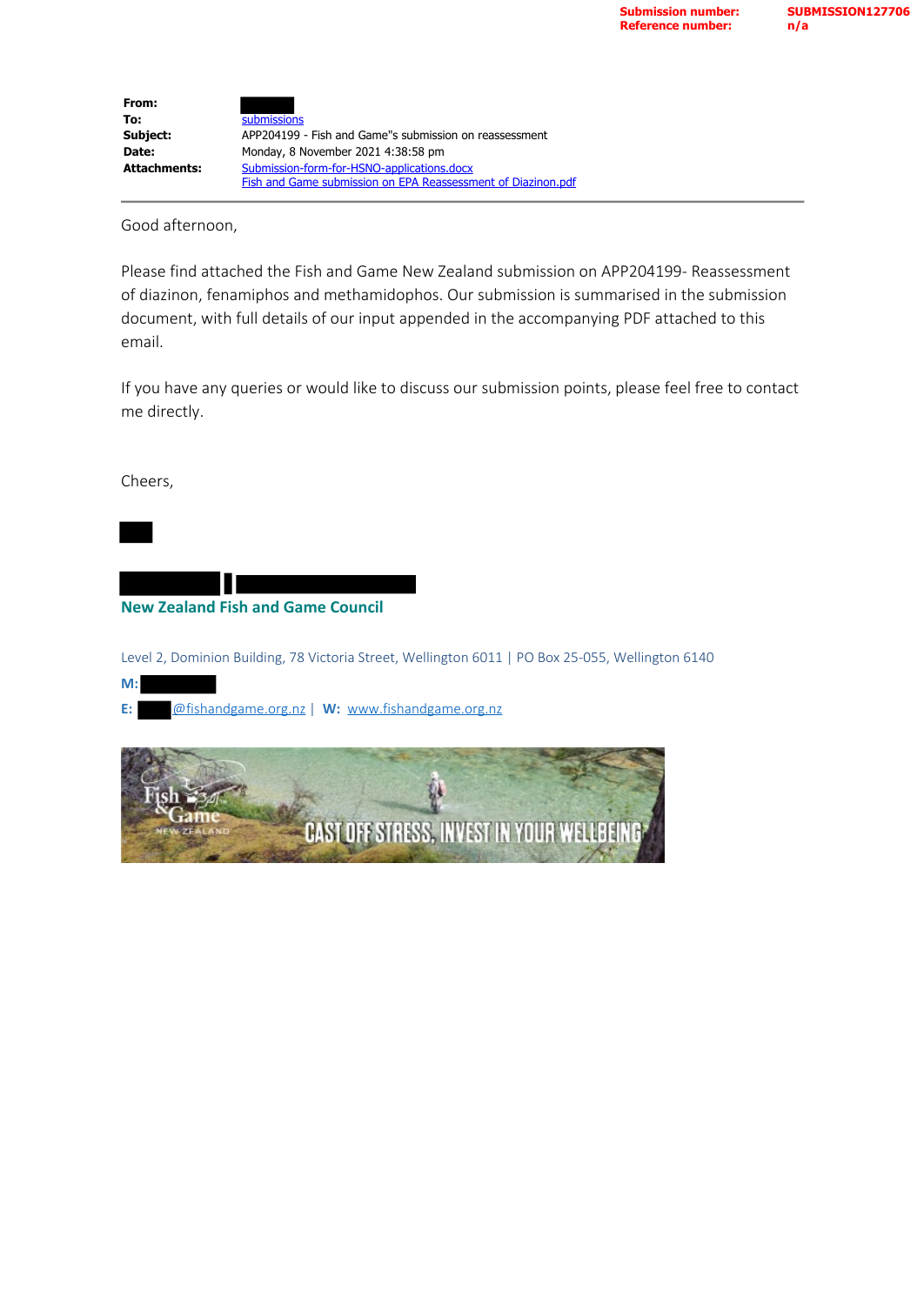**Submission number:** SUBMISSION127706
**Reference number:** n/a

| | |
|---|---|
| **From:** | |
| **To:** | submissions |
| **Subject:** | APP204199 - Fish and Game"s submission on reassessment |
| **Date:** | Monday, 8 November 2021 4:38:58 pm |
| **Attachments:** | Submission-form-for-HSNO-applications.docx<br>Fish and Game submission on EPA Reassessment of Diazinon.pdf |

Good afternoon,

Please find attached the Fish and Game New Zealand submission on APP204199- Reassessment of diazinon, fenamiphos and methamidophos. Our submission is summarised in the submission document, with full details of our input appended in the accompanying PDF attached to this email.

If you have any queries or would like to discuss our submission points, please feel free to contact me directly.

Cheers,

**New Zealand Fish and Game Council**

Level 2, Dominion Building, 78 Victoria Street, Wellington 6011 | PO Box 25-055, Wellington 6140

**M:**

**E:** @fishandgame.org.nz | **W:** www.fishandgame.org.nz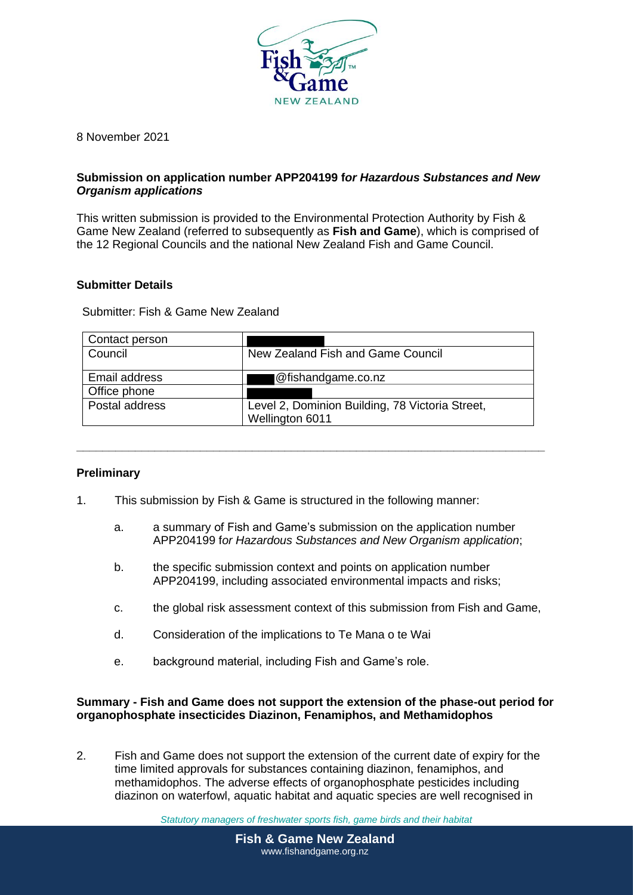8 November 2021

**Submission on application number APP204199 f*or Hazardous Substances and New Organism applications***

This written submission is provided to the Environmental Protection Authority by Fish & Game New Zealand (referred to subsequently as **Fish and Game**), which is comprised of the 12 Regional Councils and the national New Zealand Fish and Game Council.

**Submitter Details**

Submitter: Fish & Game New Zealand

| Contact person | |
|---|---|
| Council | New Zealand Fish and Game Council |
| Email address | @fishandgame.co.nz |
| Office phone | |
| Postal address | Level 2, Dominion Building, 78 Victoria Street, Wellington 6011 |

---

**Preliminary**

1. This submission by Fish & Game is structured in the following manner:

   a. a summary of Fish and Game's submission on the application number APP204199 f*or Hazardous Substances and New Organism application*;

   b. the specific submission context and points on application number APP204199, including associated environmental impacts and risks;

   c. the global risk assessment context of this submission from Fish and Game,

   d. Consideration of the implications to Te Mana o te Wai

   e. background material, including Fish and Game's role.

**Summary - Fish and Game does not support the extension of the phase-out period for organophosphate insecticides Diazinon, Fenamiphos, and Methamidophos**

2. Fish and Game does not support the extension of the current date of expiry for the time limited approvals for substances containing diazinon, fenamiphos, and methamidophos. The adverse effects of organophosphate pesticides including diazinon on waterfowl, aquatic habitat and aquatic species are well recognised in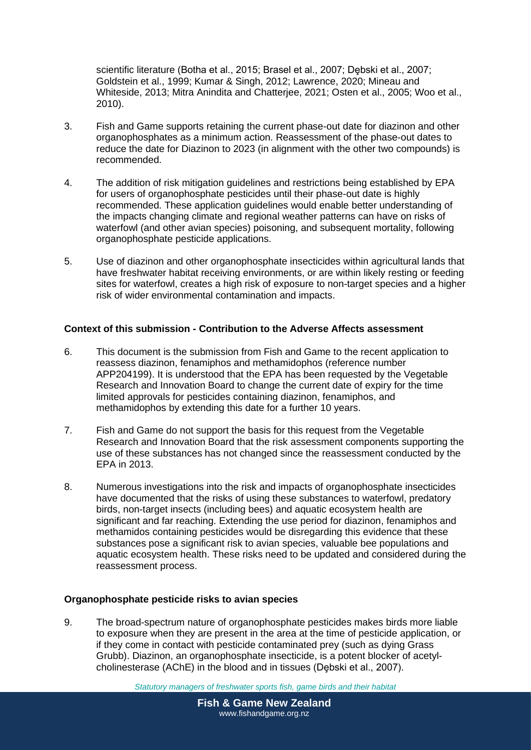scientific literature (Botha et al., 2015; Brasel et al., 2007; Dębski et al., 2007; Goldstein et al., 1999; Kumar & Singh, 2012; Lawrence, 2020; Mineau and Whiteside, 2013; Mitra Anindita and Chatterjee, 2021; Osten et al., 2005; Woo et al., 2010).

3. Fish and Game supports retaining the current phase-out date for diazinon and other organophosphates as a minimum action. Reassessment of the phase-out dates to reduce the date for Diazinon to 2023 (in alignment with the other two compounds) is recommended.

4. The addition of risk mitigation guidelines and restrictions being established by EPA for users of organophosphate pesticides until their phase-out date is highly recommended. These application guidelines would enable better understanding of the impacts changing climate and regional weather patterns can have on risks of waterfowl (and other avian species) poisoning, and subsequent mortality, following organophosphate pesticide applications.

5. Use of diazinon and other organophosphate insecticides within agricultural lands that have freshwater habitat receiving environments, or are within likely resting or feeding sites for waterfowl, creates a high risk of exposure to non-target species and a higher risk of wider environmental contamination and impacts.

**Context of this submission - Contribution to the Adverse Affects assessment**

6. This document is the submission from Fish and Game to the recent application to reassess diazinon, fenamiphos and methamidophos (reference number APP204199). It is understood that the EPA has been requested by the Vegetable Research and Innovation Board to change the current date of expiry for the time limited approvals for pesticides containing diazinon, fenamiphos, and methamidophos by extending this date for a further 10 years.

7. Fish and Game do not support the basis for this request from the Vegetable Research and Innovation Board that the risk assessment components supporting the use of these substances has not changed since the reassessment conducted by the EPA in 2013.

8. Numerous investigations into the risk and impacts of organophosphate insecticides have documented that the risks of using these substances to waterfowl, predatory birds, non-target insects (including bees) and aquatic ecosystem health are significant and far reaching. Extending the use period for diazinon, fenamiphos and methamidos containing pesticides would be disregarding this evidence that these substances pose a significant risk to avian species, valuable bee populations and aquatic ecosystem health. These risks need to be updated and considered during the reassessment process.

**Organophosphate pesticide risks to avian species**

9. The broad-spectrum nature of organophosphate pesticides makes birds more liable to exposure when they are present in the area at the time of pesticide application, or if they come in contact with pesticide contaminated prey (such as dying Grass Grubb). Diazinon, an organophosphate insecticide, is a potent blocker of acetyl-cholinesterase (AChE) in the blood and in tissues (Dębski et al., 2007).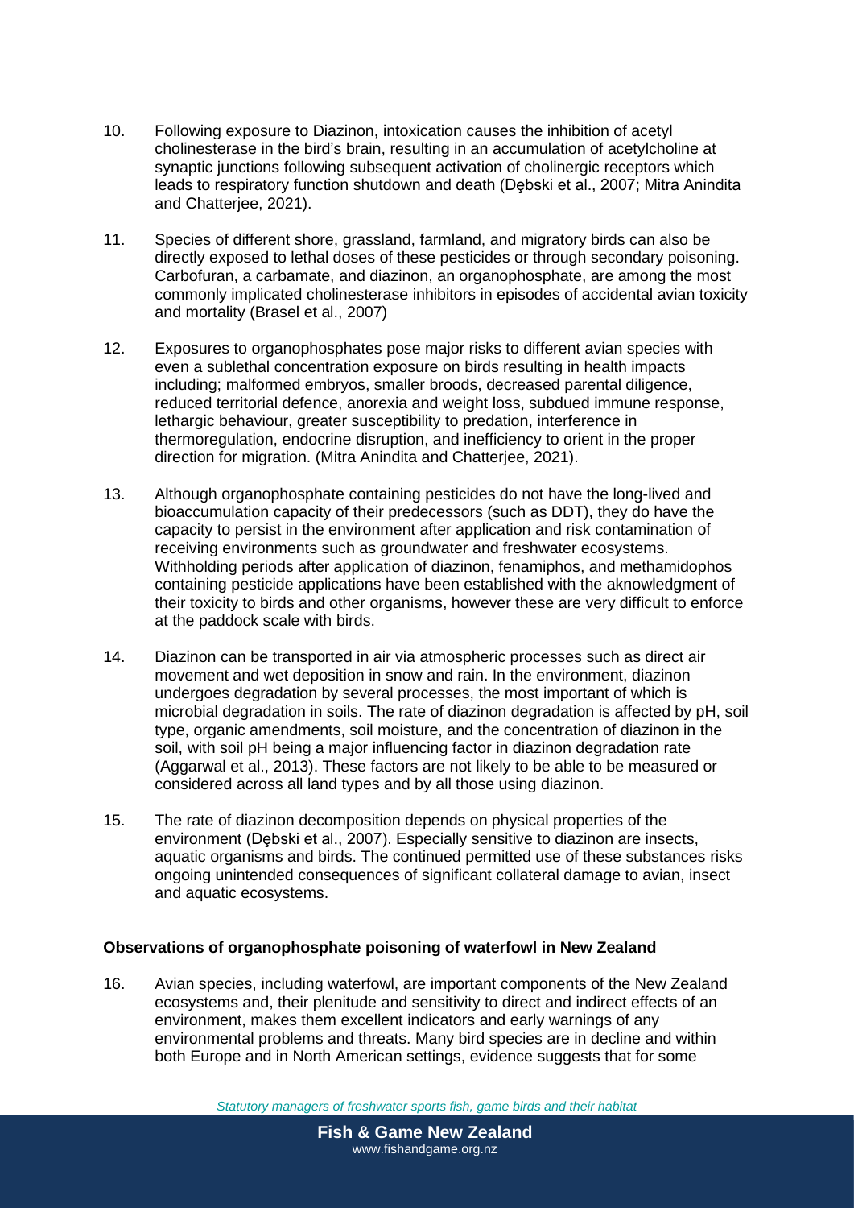10. Following exposure to Diazinon, intoxication causes the inhibition of acetyl cholinesterase in the bird's brain, resulting in an accumulation of acetylcholine at synaptic junctions following subsequent activation of cholinergic receptors which leads to respiratory function shutdown and death (Dębski et al., 2007; Mitra Anindita and Chatterjee, 2021).

11. Species of different shore, grassland, farmland, and migratory birds can also be directly exposed to lethal doses of these pesticides or through secondary poisoning. Carbofuran, a carbamate, and diazinon, an organophosphate, are among the most commonly implicated cholinesterase inhibitors in episodes of accidental avian toxicity and mortality (Brasel et al., 2007)

12. Exposures to organophosphates pose major risks to different avian species with even a sublethal concentration exposure on birds resulting in health impacts including; malformed embryos, smaller broods, decreased parental diligence, reduced territorial defence, anorexia and weight loss, subdued immune response, lethargic behaviour, greater susceptibility to predation, interference in thermoregulation, endocrine disruption, and inefficiency to orient in the proper direction for migration. (Mitra Anindita and Chatterjee, 2021).

13. Although organophosphate containing pesticides do not have the long-lived and bioaccumulation capacity of their predecessors (such as DDT), they do have the capacity to persist in the environment after application and risk contamination of receiving environments such as groundwater and freshwater ecosystems. Withholding periods after application of diazinon, fenamiphos, and methamidophos containing pesticide applications have been established with the aknowledgment of their toxicity to birds and other organisms, however these are very difficult to enforce at the paddock scale with birds.

14. Diazinon can be transported in air via atmospheric processes such as direct air movement and wet deposition in snow and rain. In the environment, diazinon undergoes degradation by several processes, the most important of which is microbial degradation in soils. The rate of diazinon degradation is affected by pH, soil type, organic amendments, soil moisture, and the concentration of diazinon in the soil, with soil pH being a major influencing factor in diazinon degradation rate (Aggarwal et al., 2013). These factors are not likely to be able to be measured or considered across all land types and by all those using diazinon.

15. The rate of diazinon decomposition depends on physical properties of the environment (Dębski et al., 2007). Especially sensitive to diazinon are insects, aquatic organisms and birds. The continued permitted use of these substances risks ongoing unintended consequences of significant collateral damage to avian, insect and aquatic ecosystems.

**Observations of organophosphate poisoning of waterfowl in New Zealand**

16. Avian species, including waterfowl, are important components of the New Zealand ecosystems and, their plenitude and sensitivity to direct and indirect effects of an environment, makes them excellent indicators and early warnings of any environmental problems and threats. Many bird species are in decline and within both Europe and in North American settings, evidence suggests that for some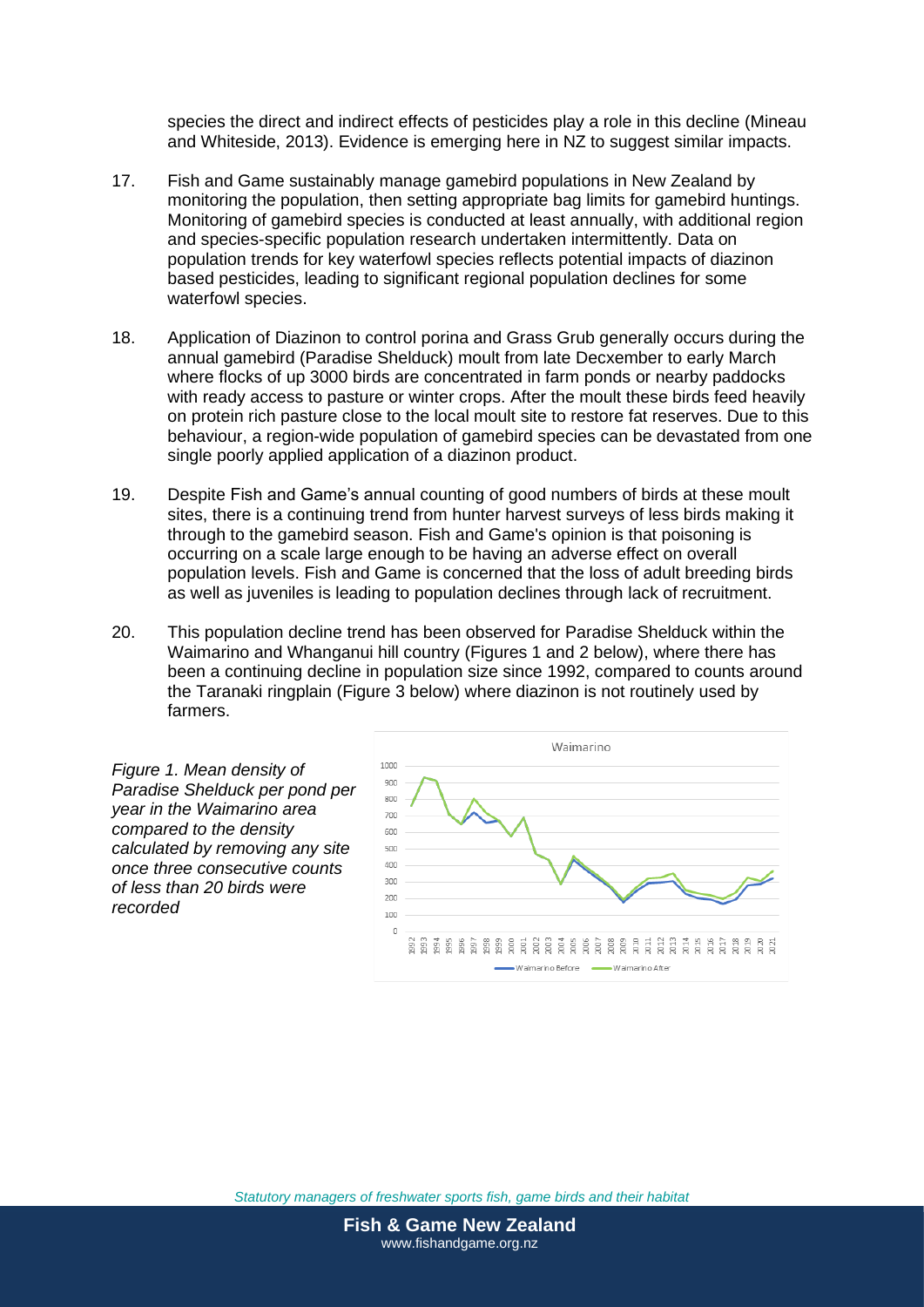species the direct and indirect effects of pesticides play a role in this decline (Mineau and Whiteside, 2013). Evidence is emerging here in NZ to suggest similar impacts.

17. Fish and Game sustainably manage gamebird populations in New Zealand by monitoring the population, then setting appropriate bag limits for gamebird huntings. Monitoring of gamebird species is conducted at least annually, with additional region and species-specific population research undertaken intermittently. Data on population trends for key waterfowl species reflects potential impacts of diazinon based pesticides, leading to significant regional population declines for some waterfowl species.

18. Application of Diazinon to control porina and Grass Grub generally occurs during the annual gamebird (Paradise Shelduck) moult from late Decxember to early March where flocks of up 3000 birds are concentrated in farm ponds or nearby paddocks with ready access to pasture or winter crops. After the moult these birds feed heavily on protein rich pasture close to the local moult site to restore fat reserves. Due to this behaviour, a region-wide population of gamebird species can be devastated from one single poorly applied application of a diazinon product.

19. Despite Fish and Game's annual counting of good numbers of birds at these moult sites, there is a continuing trend from hunter harvest surveys of less birds making it through to the gamebird season. Fish and Game's opinion is that poisoning is occurring on a scale large enough to be having an adverse effect on overall population levels. Fish and Game is concerned that the loss of adult breeding birds as well as juveniles is leading to population declines through lack of recruitment.

20. This population decline trend has been observed for Paradise Shelduck within the Waimarino and Whanganui hill country (Figures 1 and 2 below), where there has been a continuing decline in population size since 1992, compared to counts around the Taranaki ringplain (Figure 3 below) where diazinon is not routinely used by farmers.

*Figure 1. Mean density of Paradise Shelduck per pond per year in the Waimarino area compared to the density calculated by removing any site once three consecutive counts of less than 20 birds were recorded*

Statutory managers of freshwater sports fish, game birds and their habitat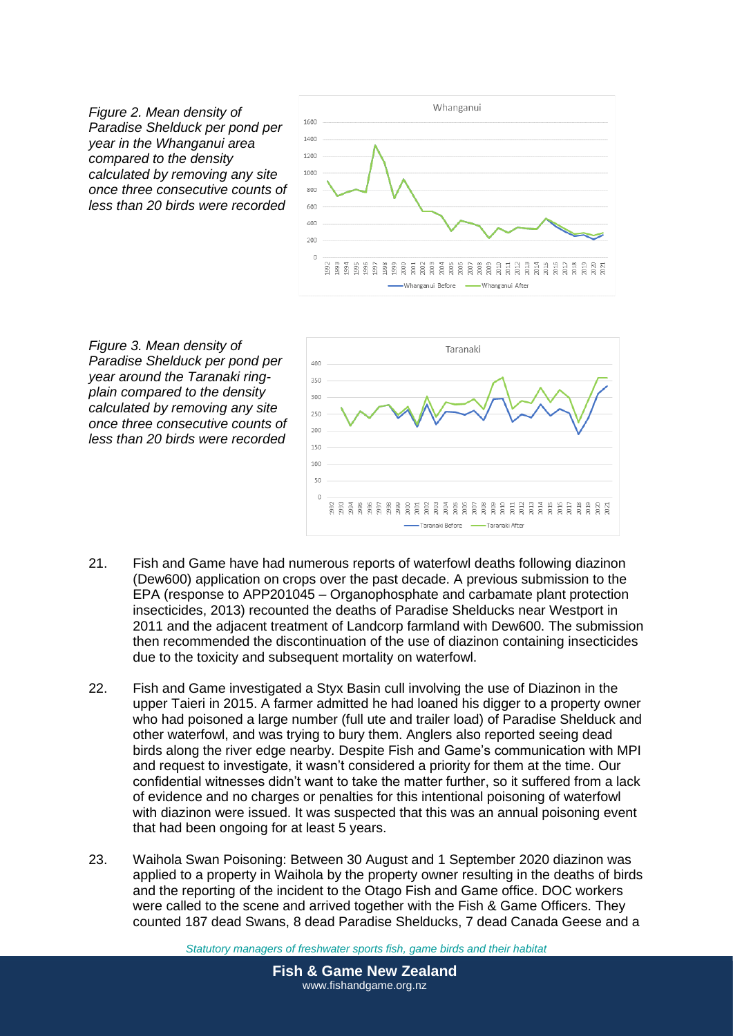*Figure 2. Mean density of Paradise Shelduck per pond per year in the Whanganui area compared to the density calculated by removing any site once three consecutive counts of less than 20 birds were recorded*

*Figure 3. Mean density of Paradise Shelduck per pond per year around the Taranaki ring-plain compared to the density calculated by removing any site once three consecutive counts of less than 20 birds were recorded*

21. Fish and Game have had numerous reports of waterfowl deaths following diazinon (Dew600) application on crops over the past decade. A previous submission to the EPA (response to APP201045 – Organophosphate and carbamate plant protection insecticides, 2013) recounted the deaths of Paradise Shelducks near Westport in 2011 and the adjacent treatment of Landcorp farmland with Dew600. The submission then recommended the discontinuation of the use of diazinon containing insecticides due to the toxicity and subsequent mortality on waterfowl.

22. Fish and Game investigated a Styx Basin cull involving the use of Diazinon in the upper Taieri in 2015. A farmer admitted he had loaned his digger to a property owner who had poisoned a large number (full ute and trailer load) of Paradise Shelduck and other waterfowl, and was trying to bury them. Anglers also reported seeing dead birds along the river edge nearby. Despite Fish and Game's communication with MPI and request to investigate, it wasn't considered a priority for them at the time. Our confidential witnesses didn't want to take the matter further, so it suffered from a lack of evidence and no charges or penalties for this intentional poisoning of waterfowl with diazinon were issued. It was suspected that this was an annual poisoning event that had been ongoing for at least 5 years.

23. Waihola Swan Poisoning: Between 30 August and 1 September 2020 diazinon was applied to a property in Waihola by the property owner resulting in the deaths of birds and the reporting of the incident to the Otago Fish and Game office. DOC workers were called to the scene and arrived together with the Fish & Game Officers. They counted 187 dead Swans, 8 dead Paradise Shelducks, 7 dead Canada Geese and a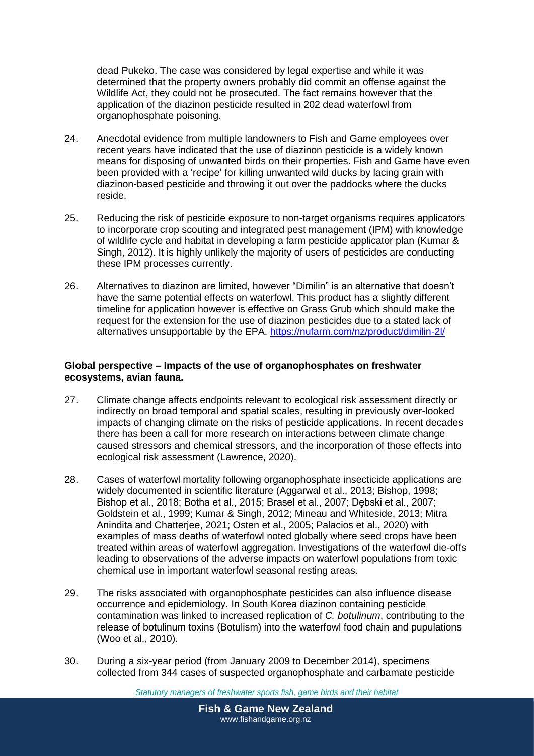dead Pukeko. The case was considered by legal expertise and while it was determined that the property owners probably did commit an offense against the Wildlife Act, they could not be prosecuted. The fact remains however that the application of the diazinon pesticide resulted in 202 dead waterfowl from organophosphate poisoning.

24. Anecdotal evidence from multiple landowners to Fish and Game employees over recent years have indicated that the use of diazinon pesticide is a widely known means for disposing of unwanted birds on their properties. Fish and Game have even been provided with a 'recipe' for killing unwanted wild ducks by lacing grain with diazinon-based pesticide and throwing it out over the paddocks where the ducks reside.

25. Reducing the risk of pesticide exposure to non-target organisms requires applicators to incorporate crop scouting and integrated pest management (IPM) with knowledge of wildlife cycle and habitat in developing a farm pesticide applicator plan (Kumar & Singh, 2012). It is highly unlikely the majority of users of pesticides are conducting these IPM processes currently.

26. Alternatives to diazinon are limited, however "Dimilin" is an alternative that doesn't have the same potential effects on waterfowl. This product has a slightly different timeline for application however is effective on Grass Grub which should make the request for the extension for the use of diazinon pesticides due to a stated lack of alternatives unsupportable by the EPA. https://nufarm.com/nz/product/dimilin-2l/

**Global perspective – Impacts of the use of organophosphates on freshwater ecosystems, avian fauna.**

27. Climate change affects endpoints relevant to ecological risk assessment directly or indirectly on broad temporal and spatial scales, resulting in previously over-looked impacts of changing climate on the risks of pesticide applications. In recent decades there has been a call for more research on interactions between climate change caused stressors and chemical stressors, and the incorporation of those effects into ecological risk assessment (Lawrence, 2020).

28. Cases of waterfowl mortality following organophosphate insecticide applications are widely documented in scientific literature (Aggarwal et al., 2013; Bishop, 1998; Bishop et al., 2018; Botha et al., 2015; Brasel et al., 2007; Dębski et al., 2007; Goldstein et al., 1999; Kumar & Singh, 2012; Mineau and Whiteside, 2013; Mitra Anindita and Chatterjee, 2021; Osten et al., 2005; Palacios et al., 2020) with examples of mass deaths of waterfowl noted globally where seed crops have been treated within areas of waterfowl aggregation. Investigations of the waterfowl die-offs leading to observations of the adverse impacts on waterfowl populations from toxic chemical use in important waterfowl seasonal resting areas.

29. The risks associated with organophosphate pesticides can also influence disease occurrence and epidemiology. In South Korea diazinon containing pesticide contamination was linked to increased replication of *C. botulinum*, contributing to the release of botulinum toxins (Botulism) into the waterfowl food chain and pupulations (Woo et al., 2010).

30. During a six-year period (from January 2009 to December 2014), specimens collected from 344 cases of suspected organophosphate and carbamate pesticide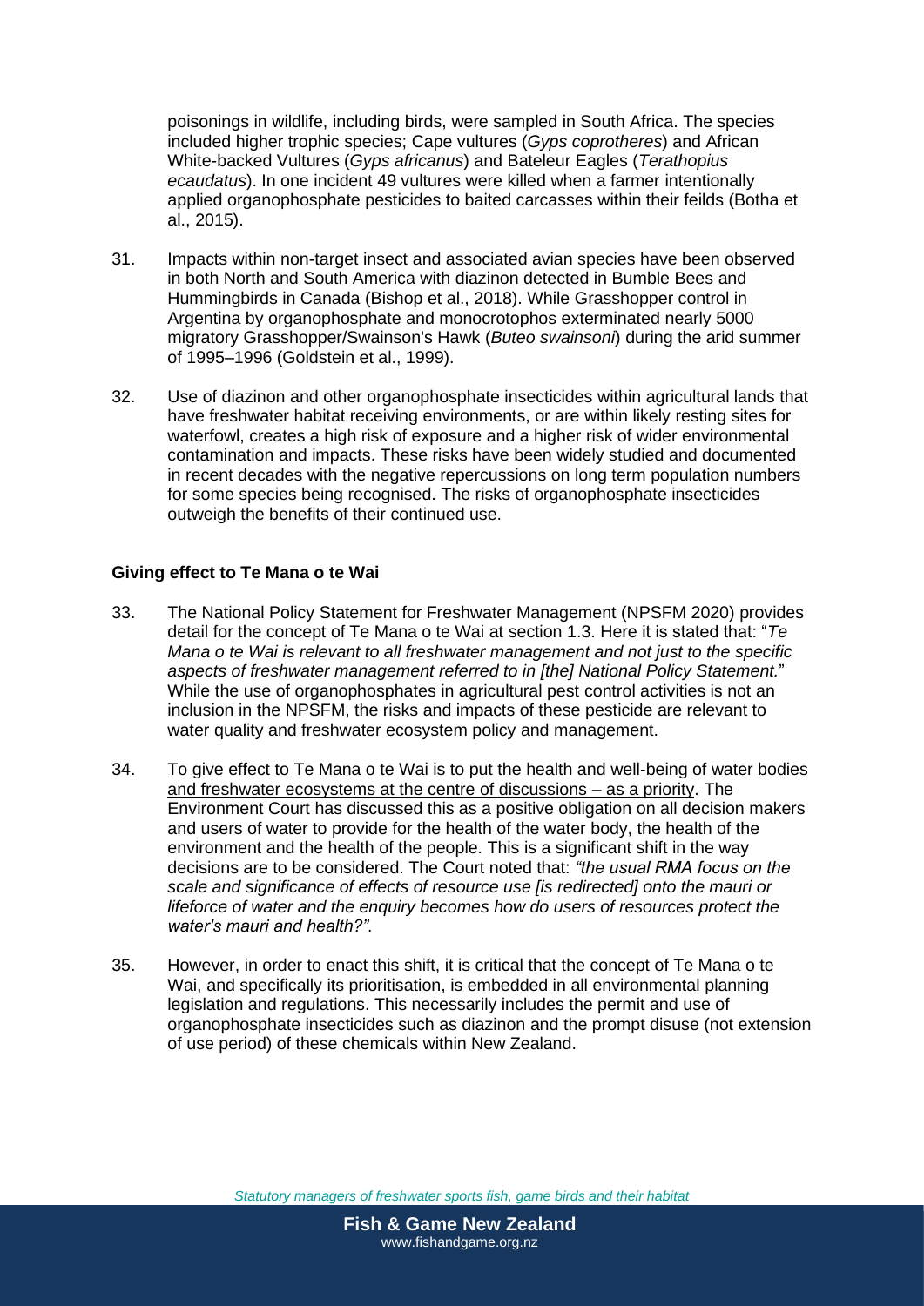poisonings in wildlife, including birds, were sampled in South Africa. The species included higher trophic species; Cape vultures (*Gyps coprotheres*) and African White-backed Vultures (*Gyps africanus*) and Bateleur Eagles (*Terathopius ecaudatus*). In one incident 49 vultures were killed when a farmer intentionally applied organophosphate pesticides to baited carcasses within their feilds (Botha et al., 2015).

31. Impacts within non-target insect and associated avian species have been observed in both North and South America with diazinon detected in Bumble Bees and Hummingbirds in Canada (Bishop et al., 2018). While Grasshopper control in Argentina by organophosphate and monocrotophos exterminated nearly 5000 migratory Grasshopper/Swainson's Hawk (*Buteo swainsoni*) during the arid summer of 1995–1996 (Goldstein et al., 1999).

32. Use of diazinon and other organophosphate insecticides within agricultural lands that have freshwater habitat receiving environments, or are within likely resting sites for waterfowl, creates a high risk of exposure and a higher risk of wider environmental contamination and impacts. These risks have been widely studied and documented in recent decades with the negative repercussions on long term population numbers for some species being recognised. The risks of organophosphate insecticides outweigh the benefits of their continued use.

**Giving effect to Te Mana o te Wai**

33. The National Policy Statement for Freshwater Management (NPSFM 2020) provides detail for the concept of Te Mana o te Wai at section 1.3. Here it is stated that: "*Te Mana o te Wai is relevant to all freshwater management and not just to the specific aspects of freshwater management referred to in [the] National Policy Statement.*" While the use of organophosphates in agricultural pest control activities is not an inclusion in the NPSFM, the risks and impacts of these pesticide are relevant to water quality and freshwater ecosystem policy and management.

34. <u>To give effect to Te Mana o te Wai is to put the health and well-being of water bodies and freshwater ecosystems at the centre of discussions – as a priority</u>. The Environment Court has discussed this as a positive obligation on all decision makers and users of water to provide for the health of the water body, the health of the environment and the health of the people. This is a significant shift in the way decisions are to be considered. The Court noted that: *"the usual RMA focus on the scale and significance of effects of resource use [is redirected] onto the mauri or lifeforce of water and the enquiry becomes how do users of resources protect the water's mauri and health?".*

35. However, in order to enact this shift, it is critical that the concept of Te Mana o te Wai, and specifically its prioritisation, is embedded in all environmental planning legislation and regulations. This necessarily includes the permit and use of organophosphate insecticides such as diazinon and the <u>prompt disuse</u> (not extension of use period) of these chemicals within New Zealand.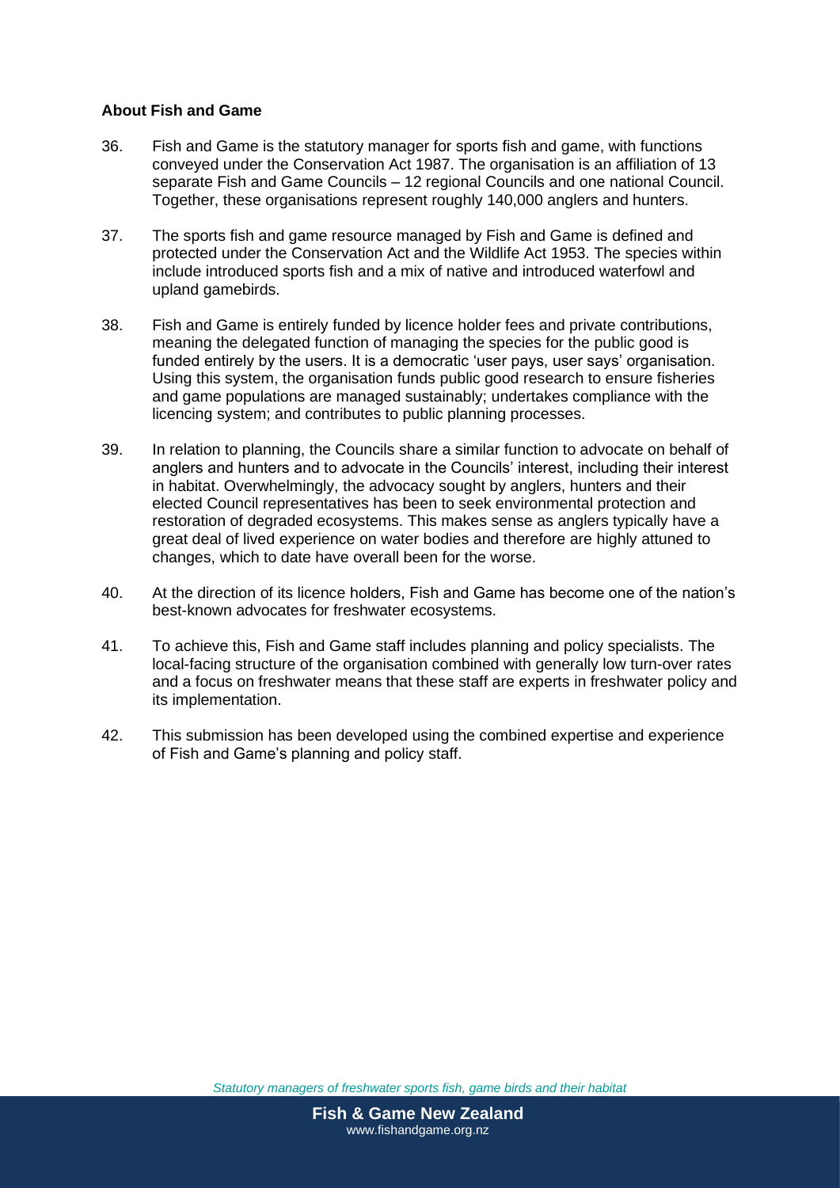**About Fish and Game**

36. Fish and Game is the statutory manager for sports fish and game, with functions conveyed under the Conservation Act 1987. The organisation is an affiliation of 13 separate Fish and Game Councils – 12 regional Councils and one national Council. Together, these organisations represent roughly 140,000 anglers and hunters.

37. The sports fish and game resource managed by Fish and Game is defined and protected under the Conservation Act and the Wildlife Act 1953. The species within include introduced sports fish and a mix of native and introduced waterfowl and upland gamebirds.

38. Fish and Game is entirely funded by licence holder fees and private contributions, meaning the delegated function of managing the species for the public good is funded entirely by the users. It is a democratic 'user pays, user says' organisation. Using this system, the organisation funds public good research to ensure fisheries and game populations are managed sustainably; undertakes compliance with the licencing system; and contributes to public planning processes.

39. In relation to planning, the Councils share a similar function to advocate on behalf of anglers and hunters and to advocate in the Councils' interest, including their interest in habitat. Overwhelmingly, the advocacy sought by anglers, hunters and their elected Council representatives has been to seek environmental protection and restoration of degraded ecosystems. This makes sense as anglers typically have a great deal of lived experience on water bodies and therefore are highly attuned to changes, which to date have overall been for the worse.

40. At the direction of its licence holders, Fish and Game has become one of the nation's best-known advocates for freshwater ecosystems.

41. To achieve this, Fish and Game staff includes planning and policy specialists. The local-facing structure of the organisation combined with generally low turn-over rates and a focus on freshwater means that these staff are experts in freshwater policy and its implementation.

42. This submission has been developed using the combined expertise and experience of Fish and Game's planning and policy staff.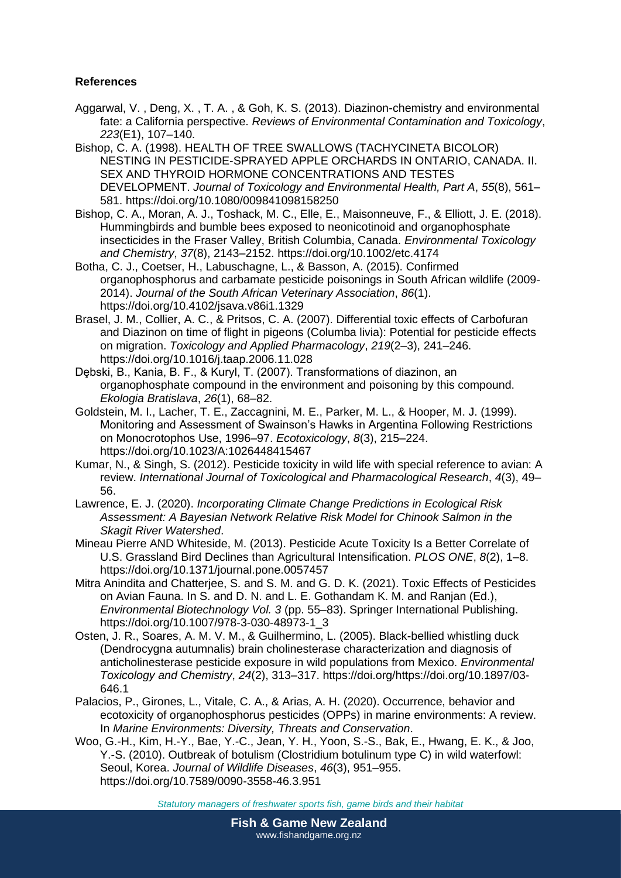**References**

Aggarwal, V. , Deng, X. , T. A. , & Goh, K. S. (2013). Diazinon-chemistry and environmental fate: a California perspective. *Reviews of Environmental Contamination and Toxicology*, *223*(E1), 107–140.

Bishop, C. A. (1998). HEALTH OF TREE SWALLOWS (TACHYCINETA BICOLOR) NESTING IN PESTICIDE-SPRAYED APPLE ORCHARDS IN ONTARIO, CANADA. II. SEX AND THYROID HORMONE CONCENTRATIONS AND TESTES DEVELOPMENT. *Journal of Toxicology and Environmental Health, Part A*, *55*(8), 561–581. https://doi.org/10.1080/009841098158250

Bishop, C. A., Moran, A. J., Toshack, M. C., Elle, E., Maisonneuve, F., & Elliott, J. E. (2018). Hummingbirds and bumble bees exposed to neonicotinoid and organophosphate insecticides in the Fraser Valley, British Columbia, Canada. *Environmental Toxicology and Chemistry*, *37*(8), 2143–2152. https://doi.org/10.1002/etc.4174

Botha, C. J., Coetser, H., Labuschagne, L., & Basson, A. (2015). Confirmed organophosphorus and carbamate pesticide poisonings in South African wildlife (2009-2014). *Journal of the South African Veterinary Association*, *86*(1). https://doi.org/10.4102/jsava.v86i1.1329

Brasel, J. M., Collier, A. C., & Pritsos, C. A. (2007). Differential toxic effects of Carbofuran and Diazinon on time of flight in pigeons (Columba livia): Potential for pesticide effects on migration. *Toxicology and Applied Pharmacology*, *219*(2–3), 241–246. https://doi.org/10.1016/j.taap.2006.11.028

Dębski, B., Kania, B. F., & Kuryl, T. (2007). Transformations of diazinon, an organophosphate compound in the environment and poisoning by this compound. *Ekologia Bratislava*, *26*(1), 68–82.

Goldstein, M. I., Lacher, T. E., Zaccagnini, M. E., Parker, M. L., & Hooper, M. J. (1999). Monitoring and Assessment of Swainson's Hawks in Argentina Following Restrictions on Monocrotophos Use, 1996–97. *Ecotoxicology*, *8*(3), 215–224. https://doi.org/10.1023/A:1026448415467

Kumar, N., & Singh, S. (2012). Pesticide toxicity in wild life with special reference to avian: A review. *International Journal of Toxicological and Pharmacological Research*, *4*(3), 49–56.

Lawrence, E. J. (2020). *Incorporating Climate Change Predictions in Ecological Risk Assessment: A Bayesian Network Relative Risk Model for Chinook Salmon in the Skagit River Watershed*.

Mineau Pierre AND Whiteside, M. (2013). Pesticide Acute Toxicity Is a Better Correlate of U.S. Grassland Bird Declines than Agricultural Intensification. *PLOS ONE*, *8*(2), 1–8. https://doi.org/10.1371/journal.pone.0057457

Mitra Anindita and Chatterjee, S. and S. M. and G. D. K. (2021). Toxic Effects of Pesticides on Avian Fauna. In S. and D. N. and L. E. Gothandam K. M. and Ranjan (Ed.), *Environmental Biotechnology Vol. 3* (pp. 55–83). Springer International Publishing. https://doi.org/10.1007/978-3-030-48973-1_3

Osten, J. R., Soares, A. M. V. M., & Guilhermino, L. (2005). Black-bellied whistling duck (Dendrocygna autumnalis) brain cholinesterase characterization and diagnosis of anticholinesterase pesticide exposure in wild populations from Mexico. *Environmental Toxicology and Chemistry*, *24*(2), 313–317. https://doi.org/https://doi.org/10.1897/03-646.1

Palacios, P., Girones, L., Vitale, C. A., & Arias, A. H. (2020). Occurrence, behavior and ecotoxicity of organophosphorus pesticides (OPPs) in marine environments: A review. In *Marine Environments: Diversity, Threats and Conservation*.

Woo, G.-H., Kim, H.-Y., Bae, Y.-C., Jean, Y. H., Yoon, S.-S., Bak, E., Hwang, E. K., & Joo, Y.-S. (2010). Outbreak of botulism (Clostridium botulinum type C) in wild waterfowl: Seoul, Korea. *Journal of Wildlife Diseases*, *46*(3), 951–955. https://doi.org/10.7589/0090-3558-46.3.951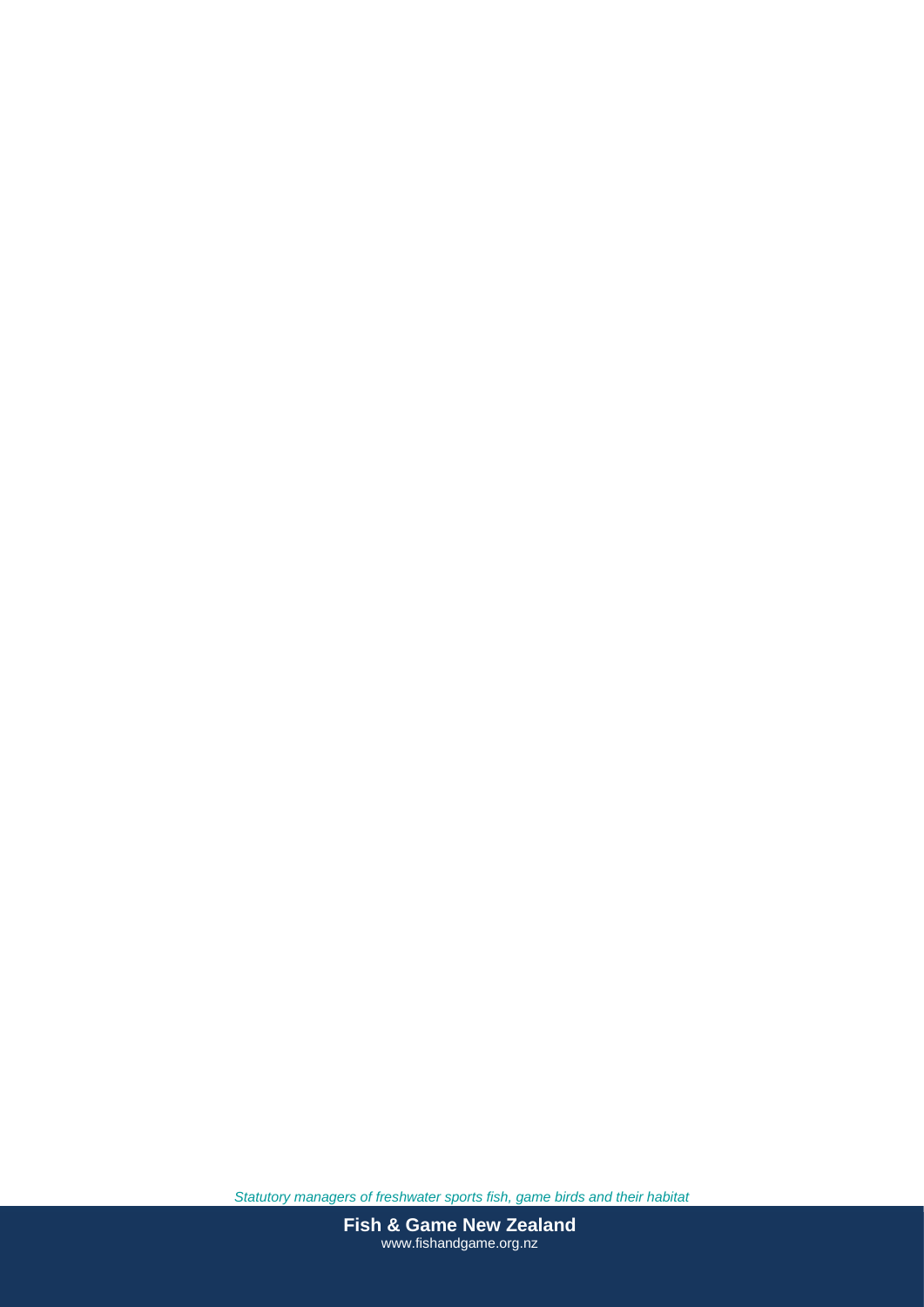*Statutory managers of freshwater sports fish, game birds and their habitat*

**Fish & Game New Zealand**
www.fishandgame.org.nz